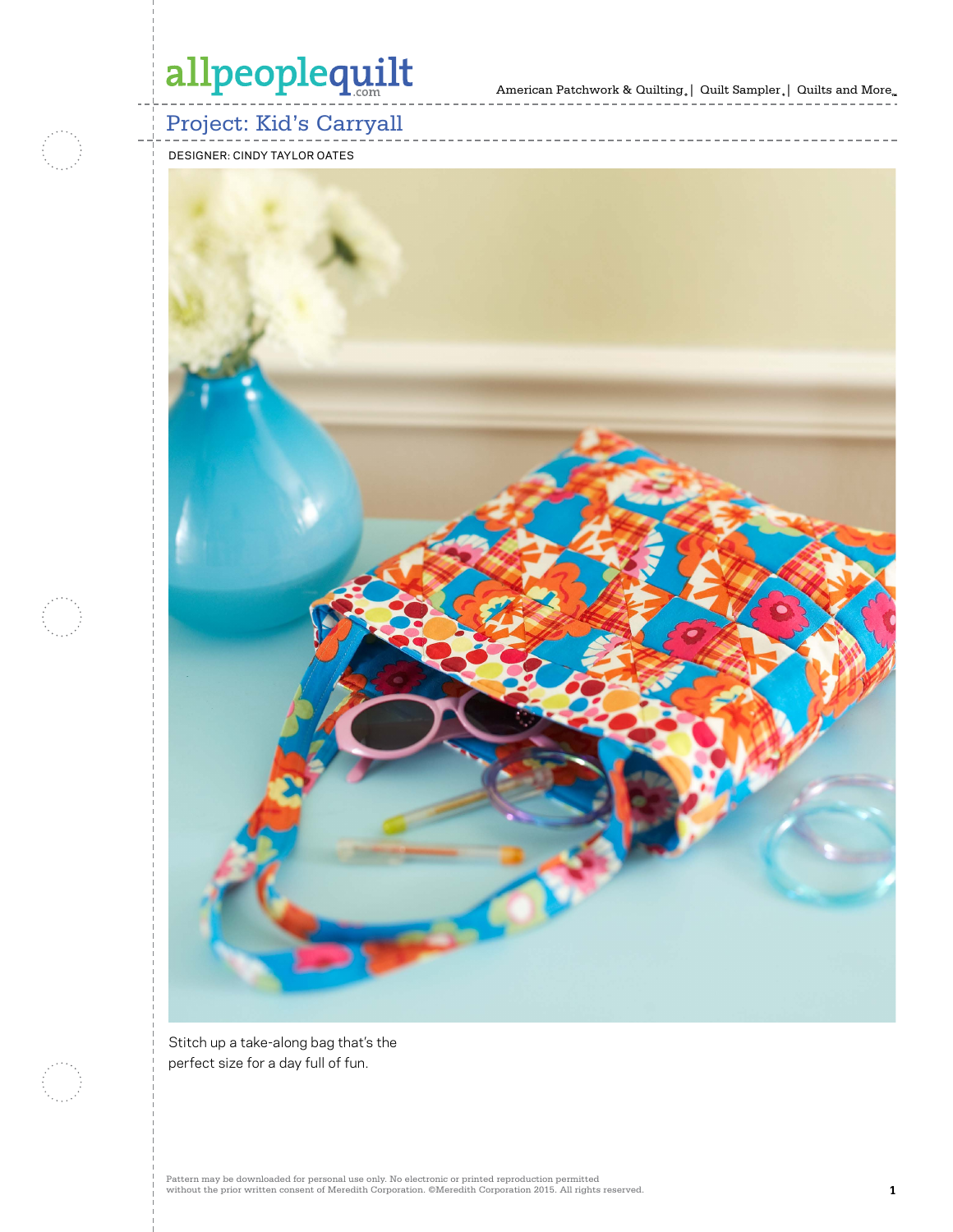# Project: Kid's Carryall

DESIGNER: CINDY TAYLOR OATES

Stitch up a take-along bag that's the perfect size for a day full of fun.

Pattern may be downloaded for personal use only. No electronic or printed reproduction permitted without the prior written consent of Meredith Corporation. ©Meredith Corporation 2015. All rights reserved.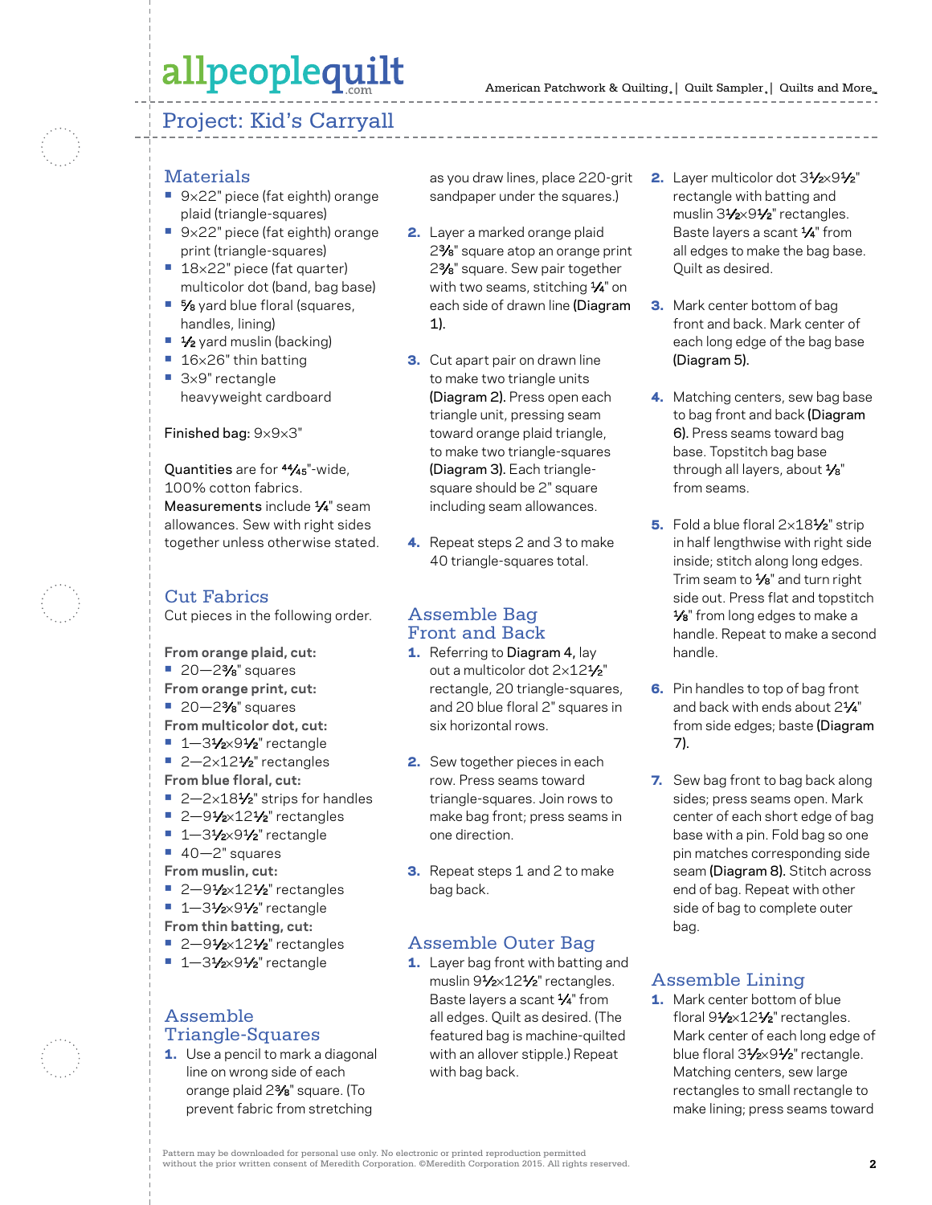# Project: Kid's Carryall

## Materials

- 9×22" piece (fat eighth) orange plaid (triangle-squares)
- 9×22" piece (fat eighth) orange print (triangle-squares)
- 18×22" piece (fat quarter) multicolor dot (band, bag base)
- ⅝ yard blue floral (squares, handles, lining)
- ½ yard muslin (backing)
- 16×26" thin batting
- 3×9" rectangle heavyweight cardboard

**Finished bag:** 9×9×3"

**Quantities** are for 44/45"-wide, 100% cotton fabrics.
**Measurements** include ¼" seam allowances. Sew with right sides together unless otherwise stated.

## Cut Fabrics

Cut pieces in the following order.

**From orange plaid, cut:**
- 20—2⅜" squares

**From orange print, cut:**
- 20—2⅜" squares

**From multicolor dot, cut:**
- 1—3½×9½" rectangle
- 2—2×12½" rectangles

**From blue floral, cut:**
- 2—2×18½" strips for handles
- 2—9½×12½" rectangles
- 1—3½×9½" rectangle
- 40—2" squares

**From muslin, cut:**
- 2—9½×12½" rectangles
- 1—3½×9½" rectangle

**From thin batting, cut:**
- 2—9½×12½" rectangles
- 1—3½×9½" rectangle

## Assemble Triangle-Squares

1. Use a pencil to mark a diagonal line on wrong side of each orange plaid 2⅜" square. (To prevent fabric from stretching as you draw lines, place 220-grit sandpaper under the squares.)
2. Layer a marked orange plaid 2⅜" square atop an orange print 2⅜" square. Sew pair together with two seams, stitching ¼" on each side of drawn line **(Diagram 1).**
3. Cut apart pair on drawn line to make two triangle units **(Diagram 2).** Press open each triangle unit, pressing seam toward orange plaid triangle, to make two triangle-squares **(Diagram 3).** Each triangle-square should be 2" square including seam allowances.
4. Repeat steps 2 and 3 to make 40 triangle-squares total.

## Assemble Bag Front and Back

1. Referring to **Diagram 4,** lay out a multicolor dot 2×12½" rectangle, 20 triangle-squares, and 20 blue floral 2" squares in six horizontal rows.
2. Sew together pieces in each row. Press seams toward triangle-squares. Join rows to make bag front; press seams in one direction.
3. Repeat steps 1 and 2 to make bag back.

## Assemble Outer Bag

1. Layer bag front with batting and muslin 9½×12½" rectangles. Baste layers a scant ¼" from all edges. Quilt as desired. (The featured bag is machine-quilted with an allover stipple.) Repeat with bag back.
2. Layer multicolor dot 3½×9½" rectangle with batting and muslin 3½×9½" rectangles. Baste layers a scant ¼" from all edges to make the bag base. Quilt as desired.
3. Mark center bottom of bag front and back. Mark center of each long edge of the bag base **(Diagram 5).**
4. Matching centers, sew bag base to bag front and back **(Diagram 6).** Press seams toward bag base. Topstitch bag base through all layers, about ⅛" from seams.
5. Fold a blue floral 2×18½" strip in half lengthwise with right side inside; stitch along long edges. Trim seam to ⅛" and turn right side out. Press flat and topstitch ⅛" from long edges to make a handle. Repeat to make a second handle.
6. Pin handles to top of bag front and back with ends about 2¼" from side edges; baste **(Diagram 7).**
7. Sew bag front to bag back along sides; press seams open. Mark center of each short edge of bag base with a pin. Fold bag so one pin matches corresponding side seam **(Diagram 8).** Stitch across end of bag. Repeat with other side of bag to complete outer bag.

## Assemble Lining

1. Mark center bottom of blue floral 9½×12½" rectangles. Mark center of each long edge of blue floral 3½×9½" rectangle. Matching centers, sew large rectangles to small rectangle to make lining; press seams toward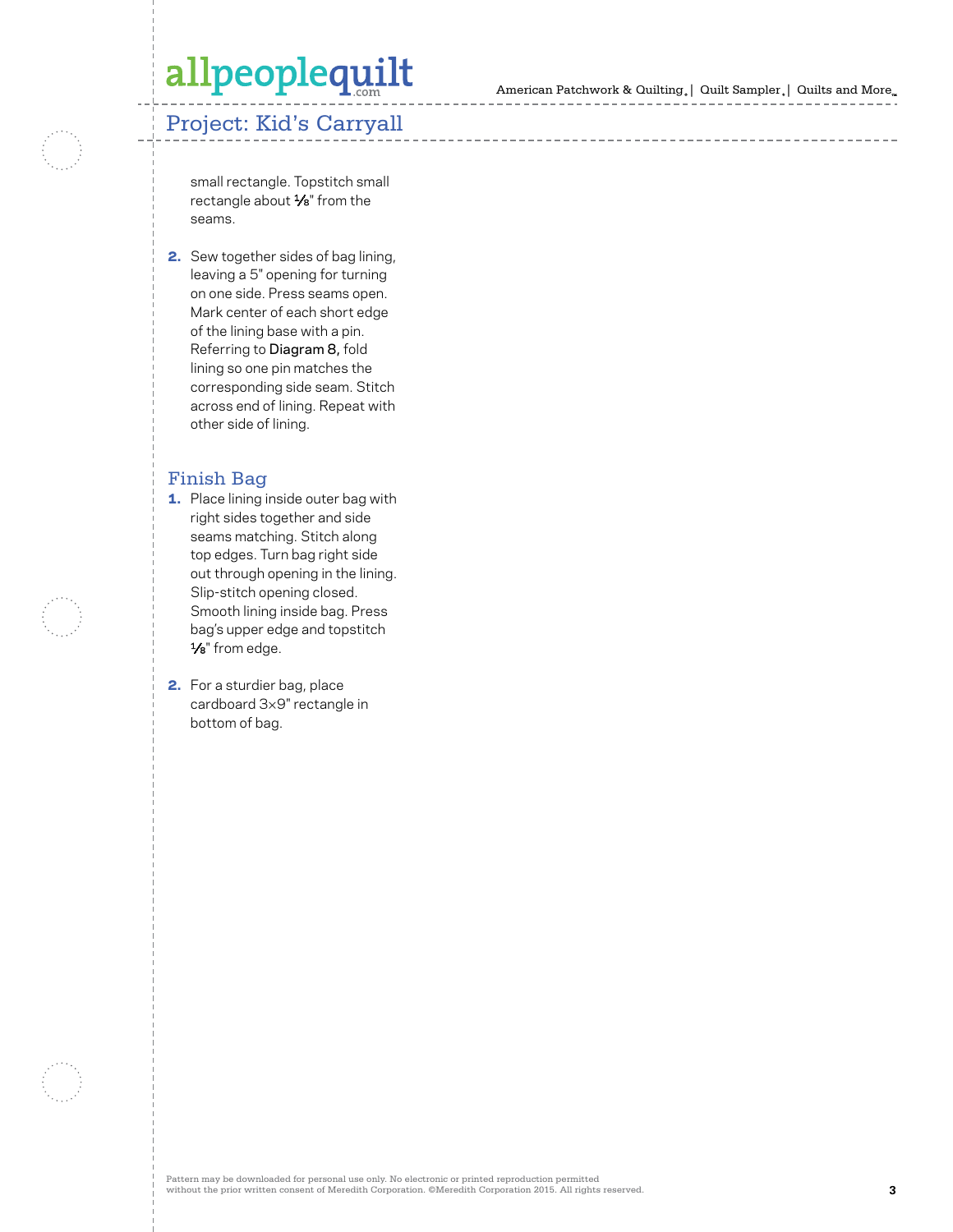small rectangle. Topstitch small rectangle about ⅛" from the seams.

2. Sew together sides of bag lining, leaving a 5" opening for turning on one side. Press seams open. Mark center of each short edge of the lining base with a pin. Referring to **Diagram 8**, fold lining so one pin matches the corresponding side seam. Stitch across end of lining. Repeat with other side of lining.

## Finish Bag

1. Place lining inside outer bag with right sides together and side seams matching. Stitch along top edges. Turn bag right side out through opening in the lining. Slip-stitch opening closed. Smooth lining inside bag. Press bag's upper edge and topstitch ⅛" from edge.

2. For a sturdier bag, place cardboard 3×9" rectangle in bottom of bag.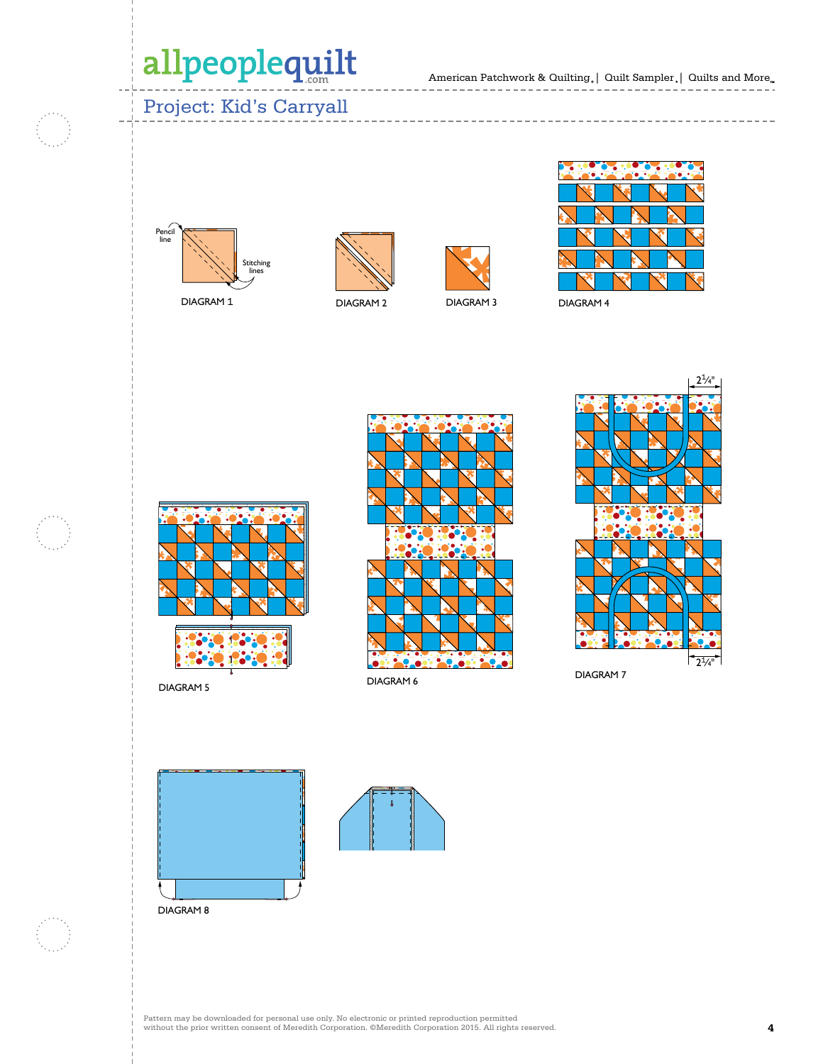## Project: Kid's Carryall

Pencil line

Stitching lines

DIAGRAM 1

DIAGRAM 2

DIAGRAM 3

DIAGRAM 4

DIAGRAM 5

DIAGRAM 6

2¼"

2¼"

DIAGRAM 7

DIAGRAM 8

Pattern may be downloaded for personal use only. No electronic or printed reproduction permitted without the prior written consent of Meredith Corporation. ©Meredith Corporation 2015. All rights reserved.